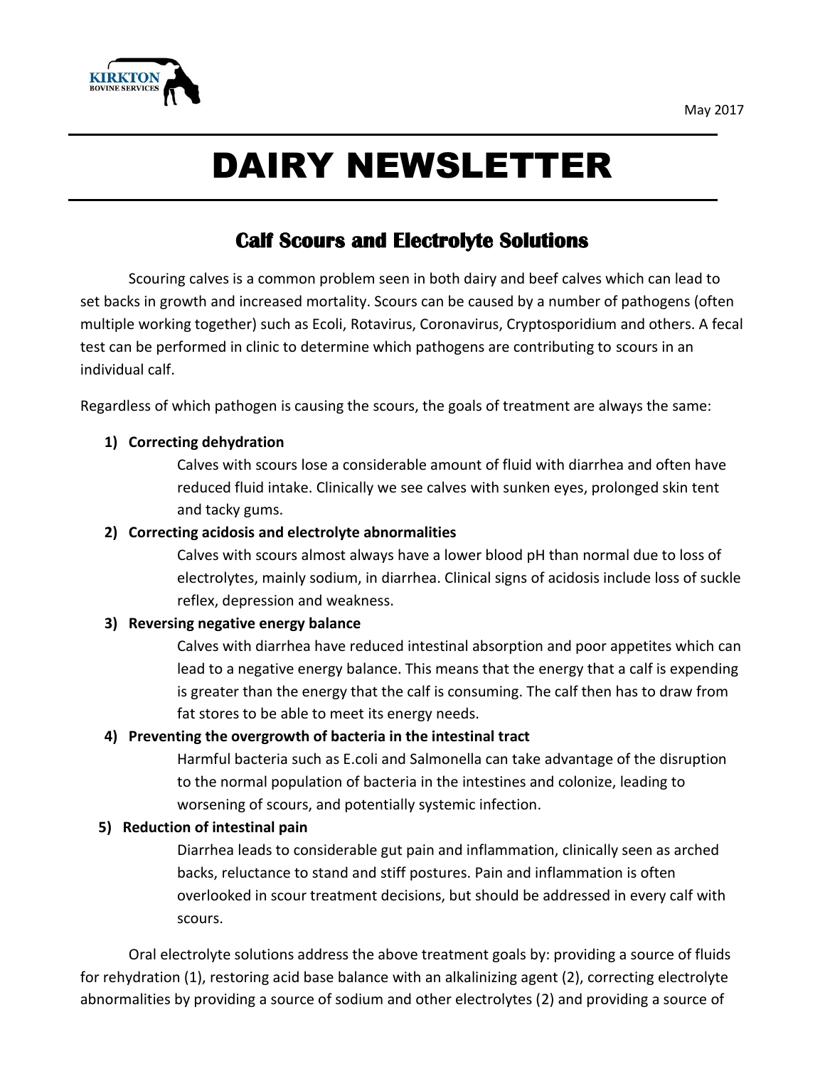KIRKTON BOVINE SERVICES

May 2017

# DAIRY NEWSLETTER

## Calf Scours and Electrolyte Solutions

Scouring calves is a common problem seen in both dairy and beef calves which can lead to set backs in growth and increased mortality. Scours can be caused by a number of pathogens (often multiple working together) such as Ecoli, Rotavirus, Coronavirus, Cryptosporidium and others. A fecal test can be performed in clinic to determine which pathogens are contributing to scours in an individual calf.

Regardless of which pathogen is causing the scours, the goals of treatment are always the same:

1) **Correcting dehydration**

   Calves with scours lose a considerable amount of fluid with diarrhea and often have reduced fluid intake. Clinically we see calves with sunken eyes, prolonged skin tent and tacky gums.

2) **Correcting acidosis and electrolyte abnormalities**

   Calves with scours almost always have a lower blood pH than normal due to loss of electrolytes, mainly sodium, in diarrhea. Clinical signs of acidosis include loss of suckle reflex, depression and weakness.

3) **Reversing negative energy balance**

   Calves with diarrhea have reduced intestinal absorption and poor appetites which can lead to a negative energy balance. This means that the energy that a calf is expending is greater than the energy that the calf is consuming. The calf then has to draw from fat stores to be able to meet its energy needs.

4) **Preventing the overgrowth of bacteria in the intestinal tract**

   Harmful bacteria such as E.coli and Salmonella can take advantage of the disruption to the normal population of bacteria in the intestines and colonize, leading to worsening of scours, and potentially systemic infection.

5) **Reduction of intestinal pain**

   Diarrhea leads to considerable gut pain and inflammation, clinically seen as arched backs, reluctance to stand and stiff postures. Pain and inflammation is often overlooked in scour treatment decisions, but should be addressed in every calf with scours.

Oral electrolyte solutions address the above treatment goals by: providing a source of fluids for rehydration (1), restoring acid base balance with an alkalinizing agent (2), correcting electrolyte abnormalities by providing a source of sodium and other electrolytes (2) and providing a source of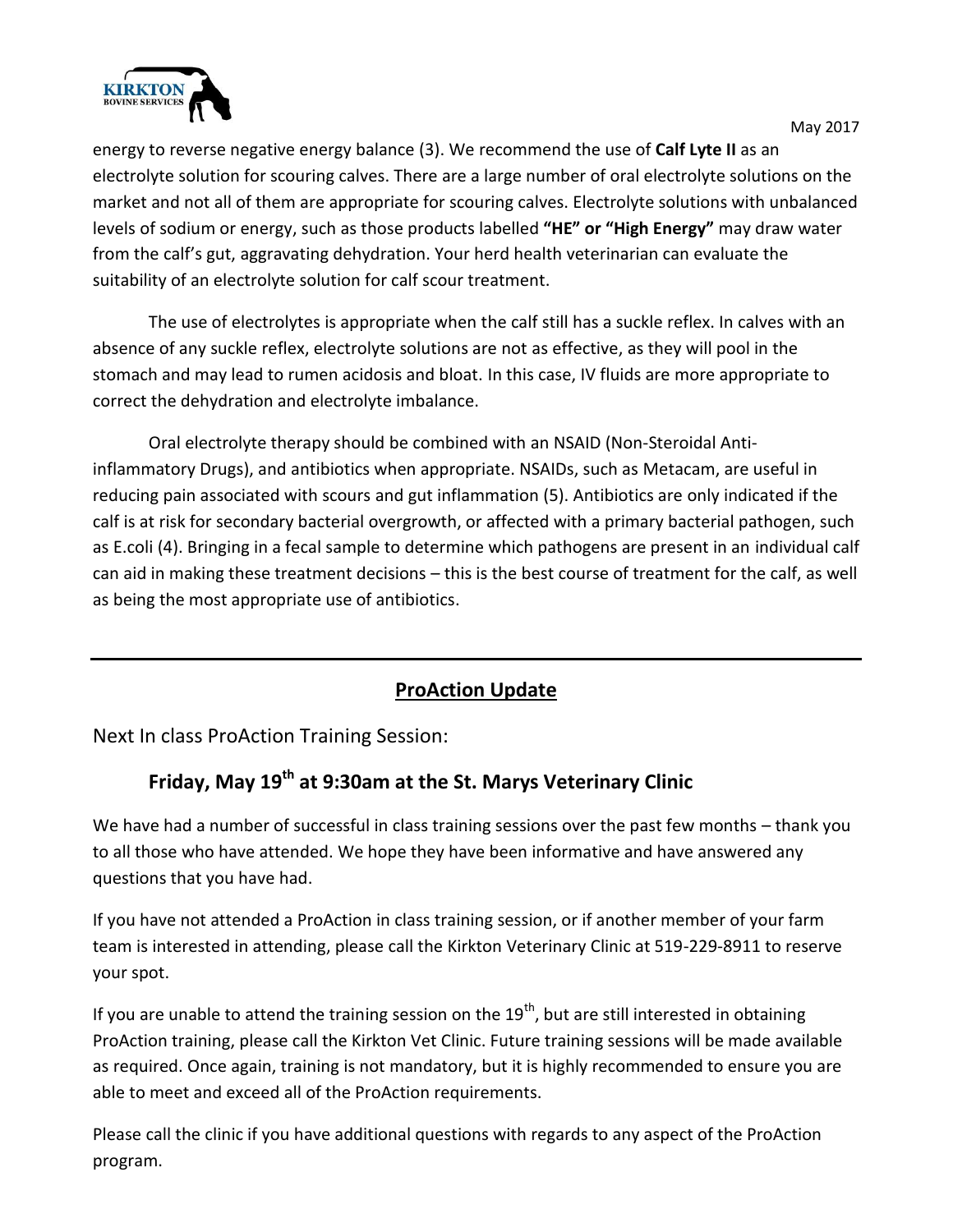energy to reverse negative energy balance (3). We recommend the use of **Calf Lyte II** as an electrolyte solution for scouring calves. There are a large number of oral electrolyte solutions on the market and not all of them are appropriate for scouring calves. Electrolyte solutions with unbalanced levels of sodium or energy, such as those products labelled **"HE" or "High Energy"** may draw water from the calf's gut, aggravating dehydration. Your herd health veterinarian can evaluate the suitability of an electrolyte solution for calf scour treatment.

The use of electrolytes is appropriate when the calf still has a suckle reflex. In calves with an absence of any suckle reflex, electrolyte solutions are not as effective, as they will pool in the stomach and may lead to rumen acidosis and bloat. In this case, IV fluids are more appropriate to correct the dehydration and electrolyte imbalance.

Oral electrolyte therapy should be combined with an NSAID (Non-Steroidal Anti-inflammatory Drugs), and antibiotics when appropriate. NSAIDs, such as Metacam, are useful in reducing pain associated with scours and gut inflammation (5). Antibiotics are only indicated if the calf is at risk for secondary bacterial overgrowth, or affected with a primary bacterial pathogen, such as E.coli (4). Bringing in a fecal sample to determine which pathogens are present in an individual calf can aid in making these treatment decisions – this is the best course of treatment for the calf, as well as being the most appropriate use of antibiotics.

---

## ProAction Update

Next In class ProAction Training Session:

### Friday, May 19th at 9:30am at the St. Marys Veterinary Clinic

We have had a number of successful in class training sessions over the past few months – thank you to all those who have attended. We hope they have been informative and have answered any questions that you have had.

If you have not attended a ProAction in class training session, or if another member of your farm team is interested in attending, please call the Kirkton Veterinary Clinic at 519-229-8911 to reserve your spot.

If you are unable to attend the training session on the 19th, but are still interested in obtaining ProAction training, please call the Kirkton Vet Clinic. Future training sessions will be made available as required. Once again, training is not mandatory, but it is highly recommended to ensure you are able to meet and exceed all of the ProAction requirements.

Please call the clinic if you have additional questions with regards to any aspect of the ProAction program.